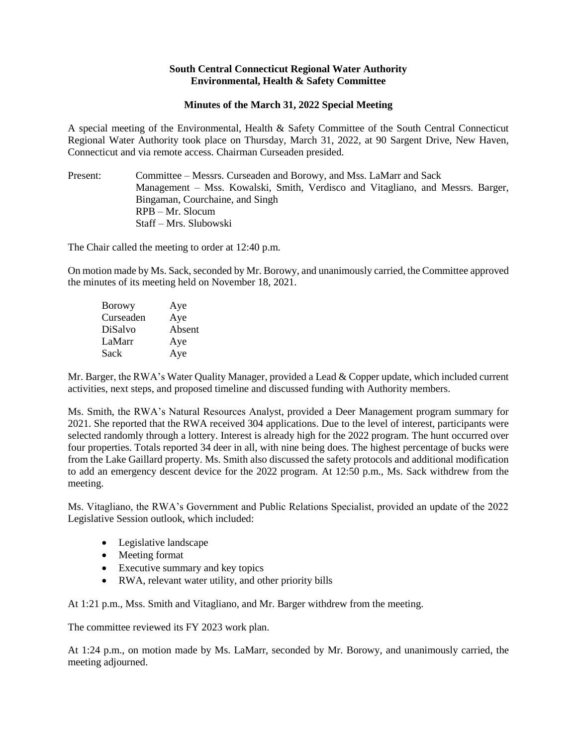**South Central Connecticut Regional Water Authority**
**Environmental, Health & Safety Committee**

**Minutes of the March 31, 2022 Special Meeting**

A special meeting of the Environmental, Health & Safety Committee of the South Central Connecticut Regional Water Authority took place on Thursday, March 31, 2022, at 90 Sargent Drive, New Haven, Connecticut and via remote access. Chairman Curseaden presided.

Present: Committee – Messrs. Curseaden and Borowy, and Mss. LaMarr and Sack
Management – Mss. Kowalski, Smith, Verdisco and Vitagliano, and Messrs. Barger, Bingaman, Courchaine, and Singh
RPB – Mr. Slocum
Staff – Mrs. Slubowski

The Chair called the meeting to order at 12:40 p.m.

On motion made by Ms. Sack, seconded by Mr. Borowy, and unanimously carried, the Committee approved the minutes of its meeting held on November 18, 2021.

| | |
|---|---|
| Borowy | Aye |
| Curseaden | Aye |
| DiSalvo | Absent |
| LaMarr | Aye |
| Sack | Aye |

Mr. Barger, the RWA's Water Quality Manager, provided a Lead & Copper update, which included current activities, next steps, and proposed timeline and discussed funding with Authority members.

Ms. Smith, the RWA's Natural Resources Analyst, provided a Deer Management program summary for 2021. She reported that the RWA received 304 applications. Due to the level of interest, participants were selected randomly through a lottery. Interest is already high for the 2022 program. The hunt occurred over four properties. Totals reported 34 deer in all, with nine being does. The highest percentage of bucks were from the Lake Gaillard property. Ms. Smith also discussed the safety protocols and additional modification to add an emergency descent device for the 2022 program. At 12:50 p.m., Ms. Sack withdrew from the meeting.

Ms. Vitagliano, the RWA's Government and Public Relations Specialist, provided an update of the 2022 Legislative Session outlook, which included:

- Legislative landscape
- Meeting format
- Executive summary and key topics
- RWA, relevant water utility, and other priority bills

At 1:21 p.m., Mss. Smith and Vitagliano, and Mr. Barger withdrew from the meeting.

The committee reviewed its FY 2023 work plan.

At 1:24 p.m., on motion made by Ms. LaMarr, seconded by Mr. Borowy, and unanimously carried, the meeting adjourned.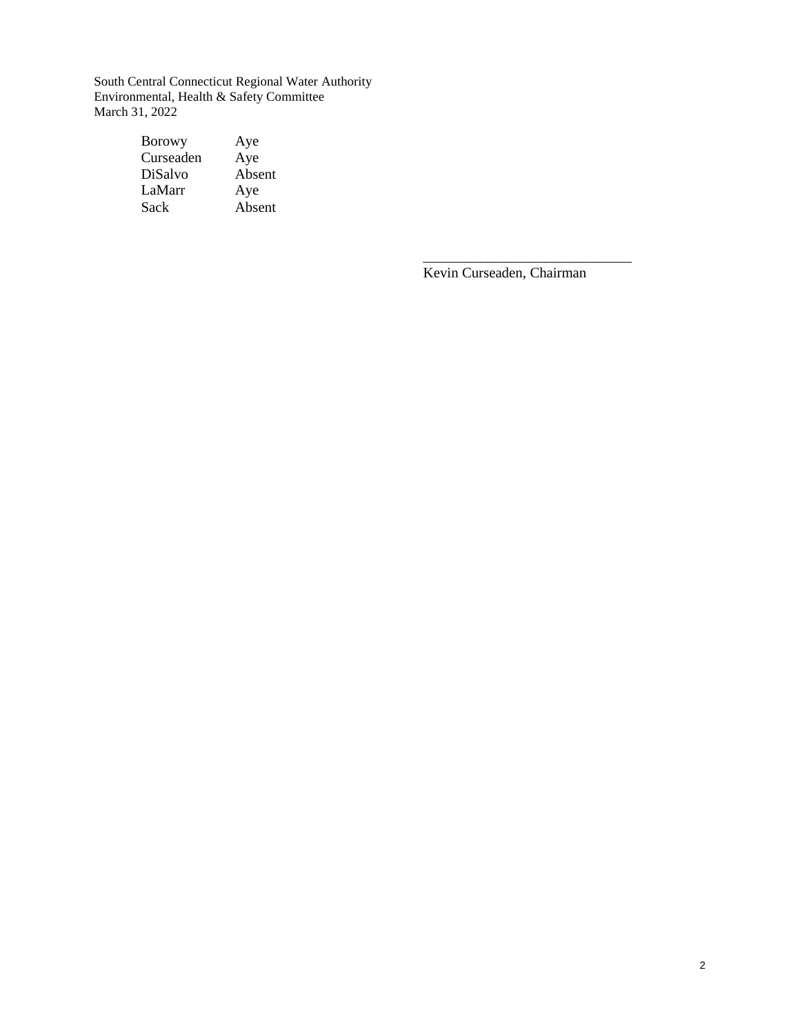| | |
|---|---|
| Borowy | Aye |
| Curseaden | Aye |
| DiSalvo | Absent |
| LaMarr | Aye |
| Sack | Absent |

______________________________

Kevin Curseaden, Chairman